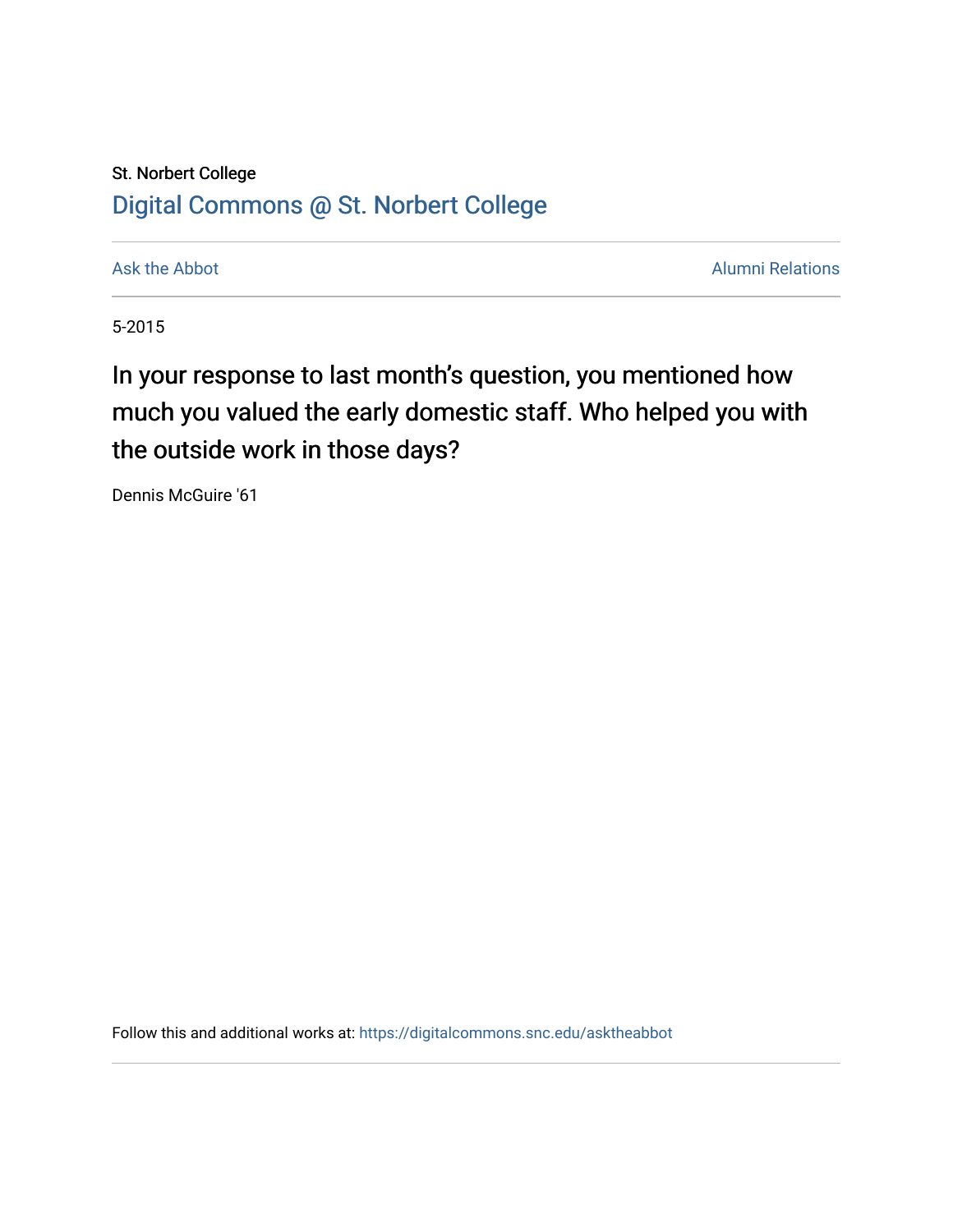St. Norbert College

[Digital Commons @ St. Norbert College](https://digitalcommons.snc.edu)

Ask the Abbot | Alumni Relations

5-2015

# In your response to last month's question, you mentioned how much you valued the early domestic staff. Who helped you with the outside work in those days?

Dennis McGuire '61

Follow this and additional works at: https://digitalcommons.snc.edu/asktheabbot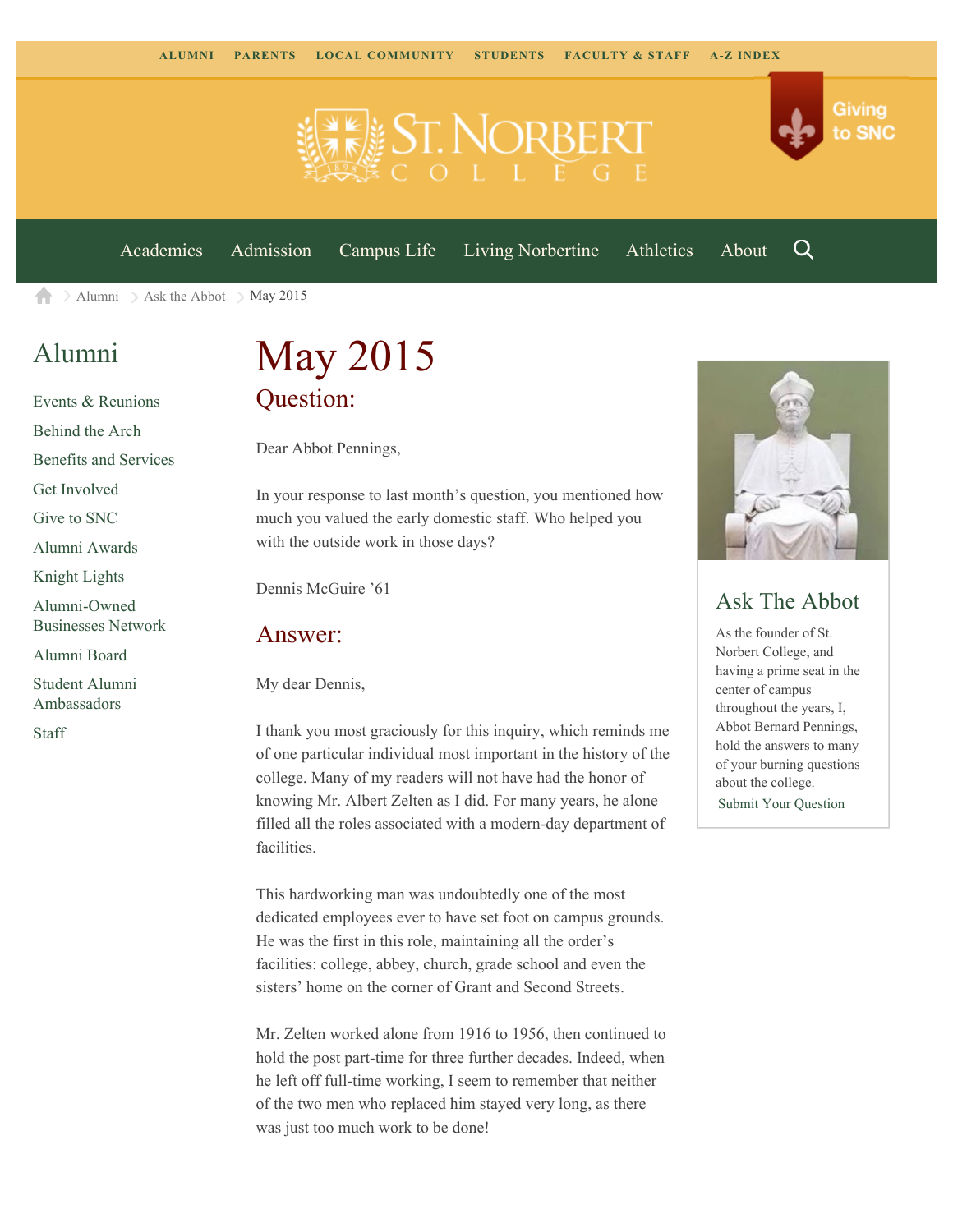ALUMNI PARENTS LOCAL COMMUNITY STUDENTS FACULTY & STAFF A-Z INDEX

Giving to SNC

Academics Admission Campus Life Living Norbertine Athletics About

Alumni > Ask the Abbot > May 2015

## Alumni

- Events & Reunions
- Behind the Arch
- Benefits and Services
- Get Involved
- Give to SNC
- Alumni Awards
- Knight Lights
- Alumni-Owned Businesses Network
- Alumni Board
- Student Alumni Ambassadors
- Staff

# May 2015

## Question:

Dear Abbot Pennings,

In your response to last month's question, you mentioned how much you valued the early domestic staff. Who helped you with the outside work in those days?

Dennis McGuire '61

## Answer:

My dear Dennis,

I thank you most graciously for this inquiry, which reminds me of one particular individual most important in the history of the college. Many of my readers will not have had the honor of knowing Mr. Albert Zelten as I did. For many years, he alone filled all the roles associated with a modern-day department of facilities.

This hardworking man was undoubtedly one of the most dedicated employees ever to have set foot on campus grounds. He was the first in this role, maintaining all the order's facilities: college, abbey, church, grade school and even the sisters' home on the corner of Grant and Second Streets.

Mr. Zelten worked alone from 1916 to 1956, then continued to hold the post part-time for three further decades. Indeed, when he left off full-time working, I seem to remember that neither of the two men who replaced him stayed very long, as there was just too much work to be done!

## Ask The Abbot

As the founder of St. Norbert College, and having a prime seat in the center of campus throughout the years, I, Abbot Bernard Pennings, hold the answers to many of your burning questions about the college.

Submit Your Question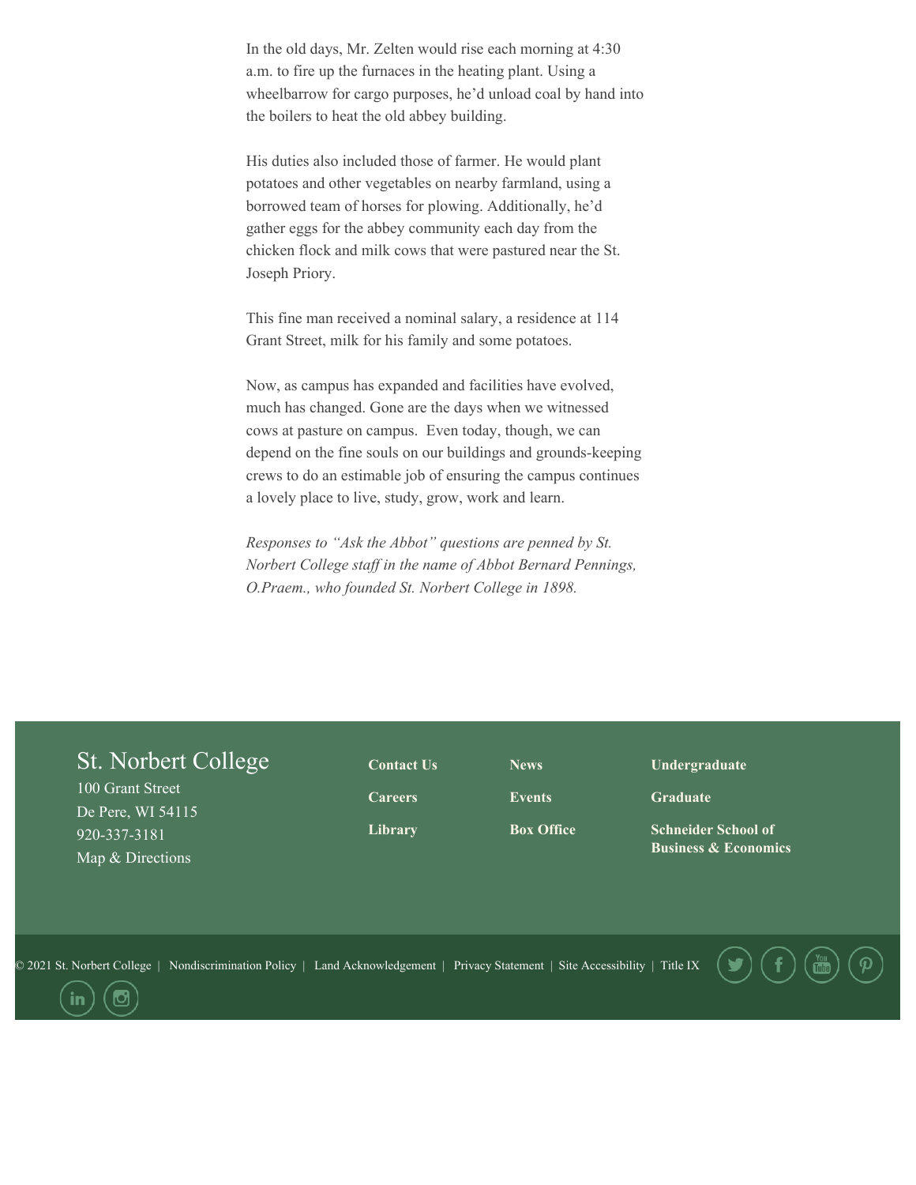In the old days, Mr. Zelten would rise each morning at 4:30 a.m. to fire up the furnaces in the heating plant. Using a wheelbarrow for cargo purposes, he'd unload coal by hand into the boilers to heat the old abbey building.

His duties also included those of farmer. He would plant potatoes and other vegetables on nearby farmland, using a borrowed team of horses for plowing. Additionally, he'd gather eggs for the abbey community each day from the chicken flock and milk cows that were pastured near the St. Joseph Priory.

This fine man received a nominal salary, a residence at 114 Grant Street, milk for his family and some potatoes.

Now, as campus has expanded and facilities have evolved, much has changed. Gone are the days when we witnessed cows at pasture on campus. Even today, though, we can depend on the fine souls on our buildings and grounds-keeping crews to do an estimable job of ensuring the campus continues a lovely place to live, study, grow, work and learn.

*Responses to "Ask the Abbot" questions are penned by St. Norbert College staff in the name of Abbot Bernard Pennings, O.Praem., who founded St. Norbert College in 1898.*

St. Norbert College
100 Grant Street
De Pere, WI 54115
920-337-3181
Map & Directions

**Contact Us**
**Careers**
**Library**
**News**
**Events**
**Box Office**
**Undergraduate**
**Graduate**
**Schneider School of Business & Economics**

© 2021 St. Norbert College | Nondiscrimination Policy | Land Acknowledgement | Privacy Statement | Site Accessibility | Title IX